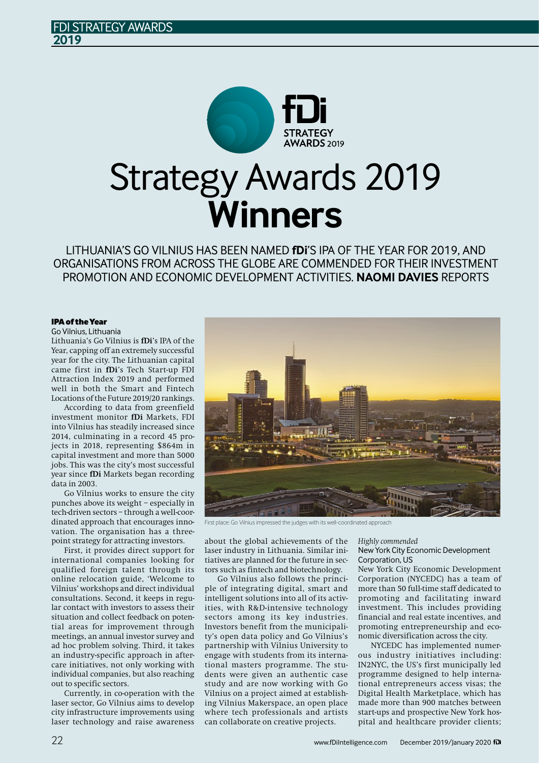# Strategy Awards 2019 **Winners**

LITHUANIA'S GO VILNIUS HAS BEEN NAMED **fDi**'S IPA OF THE YEAR FOR 2019, AND ORGANISATIONS FROM ACROSS THE GLOBE ARE COMMENDED FOR THEIR INVESTMENT PROMOTION AND ECONOMIC DEVELOPMENT ACTIVITIES. **NAOMI DAVIES** REPORTS

### IPA of the Year

Go Vilnius, Lithuania

Lithuania's Go Vilnius is **fDi**'s IPA of the Year, capping off an extremely successful year for the city. The Lithuanian capital came first in **fDi**'s Tech Start-up FDI Attraction Index 2019 and performed well in both the Smart and Fintech Locations of the Future 2019/20 rankings.

According to data from greenfield investment monitor **fDi** Markets, FDI into Vilnius has steadily increased since 2014, culminating in a record 45 projects in 2018, representing $864m in capital investment and more than 5000 jobs. This was the city's most successful year since **fDi** Markets began recording data in 2003.

Go Vilnius works to ensure the city punches above its weight – especially in tech-driven sectors – through a well-coordinated approach that encourages innovation. The organisation has a three-point strategy for attracting investors.

First, it provides direct support for international companies looking for qualified foreign talent through its online relocation guide, 'Welcome to Vilnius' workshops and direct individual consultations. Second, it keeps in regular contact with investors to assess their situation and collect feedback on potential areas for improvement through meetings, an annual investor survey and ad hoc problem solving. Third, it takes an industry-specific approach in aftercare initiatives, not only working with individual companies, but also reaching out to specific sectors.

Currently, in co-operation with the laser sector, Go Vilnius aims to develop city infrastructure improvements using laser technology and raise awareness about the global achievements of the laser industry in Lithuania. Similar initiatives are planned for the future in sectors such as fintech and biotechnology.

First place: Go Vilnius impressed the judges with its well-coordinated approach

Go Vilnius also follows the principle of integrating digital, smart and intelligent solutions into all of its activities, with R&D-intensive technology sectors among its key industries. Investors benefit from the municipality's open data policy and Go Vilnius's partnership with Vilnius University to engage with students from its international masters programme. The students were given an authentic case study and are now working with Go Vilnius on a project aimed at establishing Vilnius Makerspace, an open place where tech professionals and artists can collaborate on creative projects.

*Highly commended*

New York City Economic Development Corporation, US

New York City Economic Development Corporation (NYCEDC) has a team of more than 50 full-time staff dedicated to promoting and facilitating inward investment. This includes providing financial and real estate incentives, and promoting entrepreneurship and economic diversification across the city.

NYCEDC has implemented numerous industry initiatives including: IN2NYC, the US's first municipally led programme designed to help international entrepreneurs access visas; the Digital Health Marketplace, which has made more than 900 matches between start-ups and prospective New York hospital and healthcare provider clients;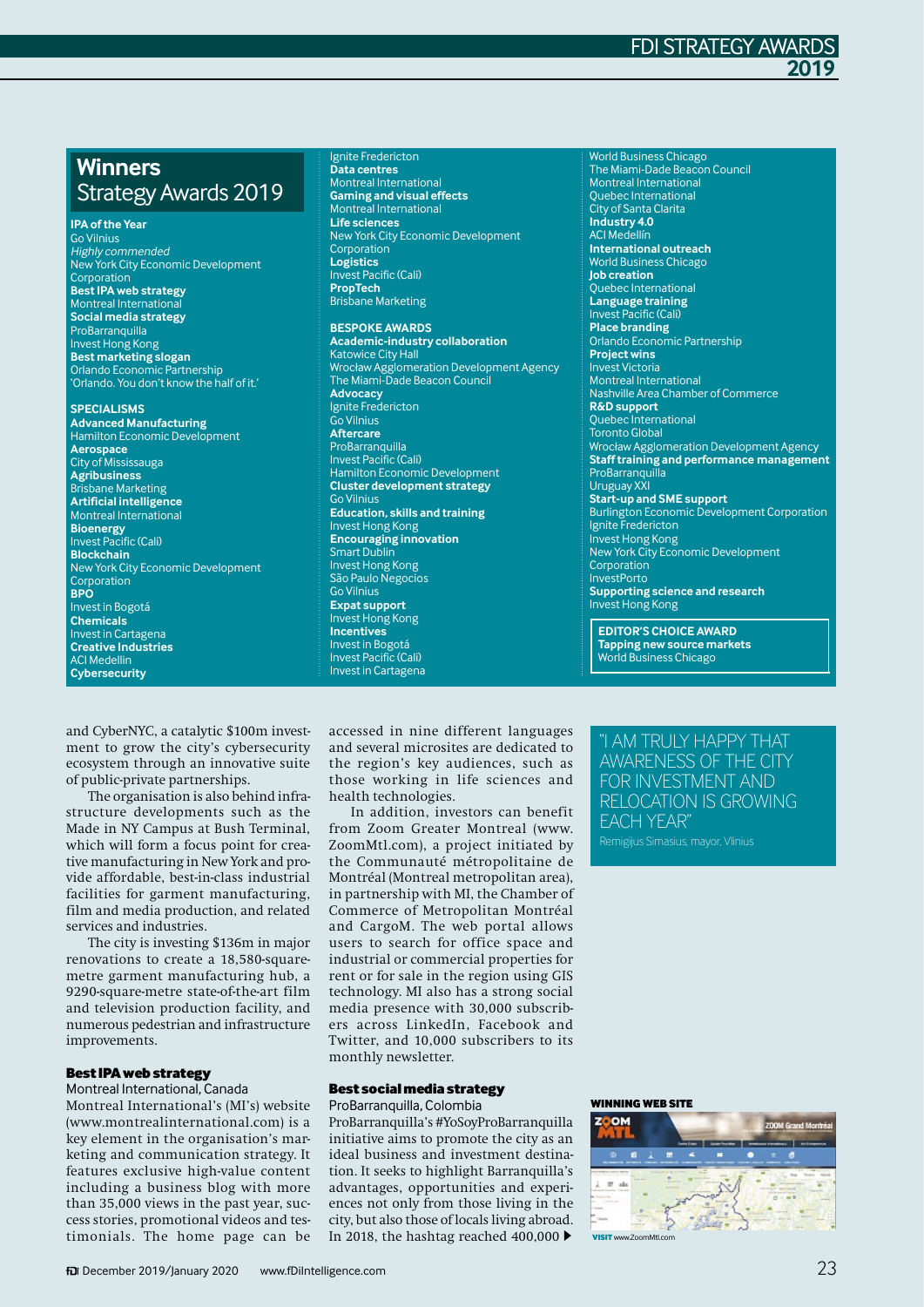## Winners
## Strategy Awards 2019

**IPA of the Year**
Go Vilnius
*Highly commended*
New York City Economic Development Corporation

**Best IPA web strategy**
Montreal International

**Social media strategy**
ProBarranquilla
Invest Hong Kong

**Best marketing slogan**
Orlando Economic Partnership
'Orlando. You don't know the half of it.'

**SPECIALISMS**

**Advanced Manufacturing**
Hamilton Economic Development

**Aerospace**
City of Mississauga

**Agribusiness**
Brisbane Marketing

**Artificial intelligence**
Montreal International

**Bioenergy**
Invest Pacific (Cali)

**Blockchain**
New York City Economic Development Corporation

**BPO**
Invest in Bogotá

**Chemicals**
Invest in Cartagena

**Creative Industries**
ACI Medellin

**Cybersecurity**
Ignite Fredericton

**Data centres**
Montreal International

**Gaming and visual effects**
Montreal International

**Life sciences**
New York City Economic Development Corporation

**Logistics**
Invest Pacific (Cali)

**PropTech**
Brisbane Marketing

**BESPOKE AWARDS**

**Academic-industry collaboration**
Katowice City Hall
Wrocław Agglomeration Development Agency
The Miami-Dade Beacon Council

**Advocacy**
Ignite Fredericton
Go Vilnius

**Aftercare**
ProBarranquilla
Invest Pacific (Cali)
Hamilton Economic Development

**Cluster development strategy**
Go Vilnius

**Education, skills and training**
Invest Hong Kong

**Encouraging innovation**
Smart Dublin
Invest Hong Kong
São Paulo Negocios
Go Vilnius

**Expat support**
Invest Hong Kong

**Incentives**
Invest in Bogotá
Invest Pacific (Cali)
Invest in Cartagena
World Business Chicago
The Miami-Dade Beacon Council
Montreal International
Quebec International
City of Santa Clarita

**Industry 4.0**
ACI Medellín

**International outreach**
World Business Chicago

**Job creation**
Quebec International

**Language training**
Invest Pacific (Cali)

**Place branding**
Orlando Economic Partnership

**Project wins**
Invest Victoria
Montreal International
Nashville Area Chamber of Commerce

**R&D support**
Quebec International
Toronto Global
Wrocław Agglomeration Development Agency

**Staff training and performance management**
ProBarranquilla
Uruguay XXI

**Start-up and SME support**
Burlington Economic Development Corporation
Ignite Fredericton
Invest Hong Kong
New York City Economic Development Corporation
InvestPorto

**Supporting science and research**
Invest Hong Kong

**EDITOR'S CHOICE AWARD**
**Tapping new source markets**
World Business Chicago

---

and CyberNYC, a catalytic $100m investment to grow the city's cybersecurity ecosystem through an innovative suite of public-private partnerships.

The organisation is also behind infrastructure developments such as the Made in NY Campus at Bush Terminal, which will form a focus point for creative manufacturing in New York and provide affordable, best-in-class industrial facilities for garment manufacturing, film and media production, and related services and industries.

The city is investing $136m in major renovations to create a 18,580-square-metre garment manufacturing hub, a 9290-square-metre state-of-the-art film and television production facility, and numerous pedestrian and infrastructure improvements.

### Best IPA web strategy
Montreal International, Canada

Montreal International's (MI's) website (www.montrealinternational.com) is a key element in the organisation's marketing and communication strategy. It features exclusive high-value content including a business blog with more than 35,000 views in the past year, success stories, promotional videos and testimonials. The home page can be accessed in nine different languages and several microsites are dedicated to the region's key audiences, such as those working in life sciences and health technologies.

In addition, investors can benefit from Zoom Greater Montreal (www.ZoomMtl.com), a project initiated by the Communauté métropolitaine de Montréal (Montreal metropolitan area), in partnership with MI, the Chamber of Commerce of Metropolitan Montréal and CargoM. The web portal allows users to search for office space and industrial or commercial properties for rent or for sale in the region using GIS technology. MI also has a strong social media presence with 30,000 subscribers across LinkedIn, Facebook and Twitter, and 10,000 subscribers to its monthly newsletter.

### Best social media strategy
ProBarranquilla, Colombia

ProBarranquilla's #YoSoyProBarranquilla initiative aims to promote the city as an ideal business and investment destination. It seeks to highlight Barranquilla's advantages, opportunities and experiences not only from those living in the city, but also those of locals living abroad. In 2018, the hashtag reached 400,000 ▶

> "I AM TRULY HAPPY THAT AWARENESS OF THE CITY FOR INVESTMENT AND RELOCATION IS GROWING EACH YEAR"
> Remigijus Simasius, mayor, Vilnius

**WINNING WEB SITE**

**VISIT** www.ZoomMtl.com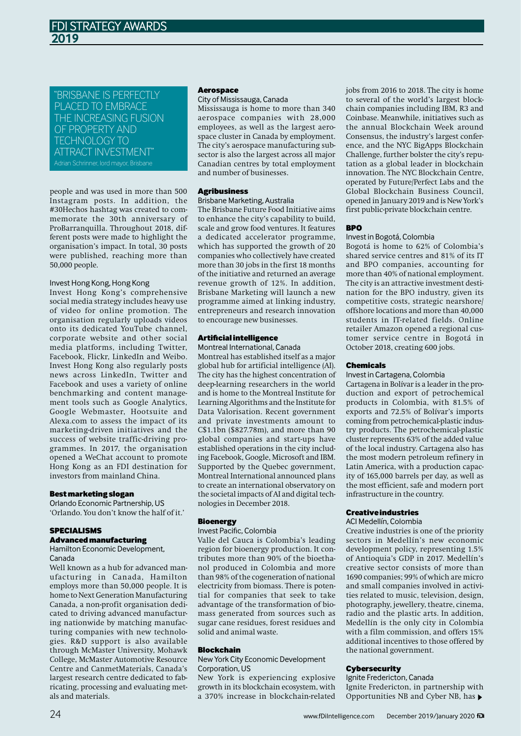> "BRISBANE IS PERFECTLY PLACED TO EMBRACE THE INCREASING FUSION OF PROPERTY AND TECHNOLOGY TO ATTRACT INVESTMENT"
>
> Adrian Schrinner, lord mayor, Brisbane

people and was used in more than 500 Instagram posts. In addition, the #30Hechos hashtag was created to commemorate the 30th anniversary of ProBarranquilla. Throughout 2018, different posts were made to highlight the organisation's impact. In total, 30 posts were published, reaching more than 50,000 people.

Invest Hong Kong, Hong Kong

Invest Hong Kong's comprehensive social media strategy includes heavy use of video for online promotion. The organisation regularly uploads videos onto its dedicated YouTube channel, corporate website and other social media platforms, including Twitter, Facebook, Flickr, LinkedIn and Weibo. Invest Hong Kong also regularly posts news across LinkedIn, Twitter and Facebook and uses a variety of online benchmarking and content management tools such as Google Analytics, Google Webmaster, Hootsuite and Alexa.com to assess the impact of its marketing-driven initiatives and the success of website traffic-driving programmes. In 2017, the organisation opened a WeChat account to promote Hong Kong as an FDI destination for investors from mainland China.

### Best marketing slogan

Orlando Economic Partnership, US

'Orlando. You don't know the half of it.'

## SPECIALISMS

### Advanced manufacturing

Hamilton Economic Development, Canada

Well known as a hub for advanced manufacturing in Canada, Hamilton employs more than 50,000 people. It is home to Next Generation Manufacturing Canada, a non-profit organisation dedicated to driving advanced manufacturing nationwide by matching manufacturing companies with new technologies. R&D support is also available through McMaster University, Mohawk College, McMaster Automotive Resource Centre and CanmetMaterials, Canada's largest research centre dedicated to fabricating, processing and evaluating metals and materials.

### Aerospace

City of Mississauga, Canada

Mississauga is home to more than 340 aerospace companies with 28,000 employees, as well as the largest aerospace cluster in Canada by employment. The city's aerospace manufacturing subsector is also the largest across all major Canadian centres by total employment and number of businesses.

### Agribusiness

Brisbane Marketing, Australia

The Brisbane Future Food Initiative aims to enhance the city's capability to build, scale and grow food ventures. It features a dedicated accelerator programme, which has supported the growth of 20 companies who collectively have created more than 30 jobs in the first 18 months of the initiative and returned an average revenue growth of 12%. In addition, Brisbane Marketing will launch a new programme aimed at linking industry, entrepreneurs and research innovation to encourage new businesses.

### Artificial intelligence

Montreal International, Canada

Montreal has established itself as a major global hub for artificial intelligence (AI). The city has the highest concentration of deep-learning researchers in the world and is home to the Montreal Institute for Learning Algorithms and the Institute for Data Valorisation. Recent government and private investments amount to C$1.1bn ($827.78m), and more than 90 global companies and start-ups have established operations in the city including Facebook, Google, Microsoft and IBM. Supported by the Quebec government, Montreal International announced plans to create an international observatory on the societal impacts of AI and digital technologies in December 2018.

### Bioenergy

Invest Pacific, Colombia

Valle del Cauca is Colombia's leading region for bioenergy production. It contributes more than 90% of the bioethanol produced in Colombia and more than 98% of the cogeneration of national electricity from biomass. There is potential for companies that seek to take advantage of the transformation of biomass generated from sources such as sugar cane residues, forest residues and solid and animal waste.

### Blockchain

New York City Economic Development Corporation, US

New York is experiencing explosive growth in its blockchain ecosystem, with a 370% increase in blockchain-related jobs from 2016 to 2018. The city is home to several of the world's largest blockchain companies including IBM, R3 and Coinbase. Meanwhile, initiatives such as the annual Blockchain Week around Consensus, the industry's largest conference, and the NYC BigApps Blockchain Challenge, further bolster the city's reputation as a global leader in blockchain innovation. The NYC Blockchain Centre, operated by Future/Perfect Labs and the Global Blockchain Business Council, opened in January 2019 and is New York's first public-private blockchain centre.

### BPO

Invest in Bogotá, Colombia

Bogotá is home to 62% of Colombia's shared service centres and 81% of its IT and BPO companies, accounting for more than 40% of national employment. The city is an attractive investment destination for the BPO industry, given its competitive costs, strategic nearshore/offshore locations and more than 40,000 students in IT-related fields. Online retailer Amazon opened a regional customer service centre in Bogotá in October 2018, creating 600 jobs.

### Chemicals

Invest in Cartagena, Colombia

Cartagena in Bolívar is a leader in the production and export of petrochemical products in Colombia, with 81.5% of exports and 72.5% of Bolívar's imports coming from petrochemical-plastic industry products. The petrochemical-plastic cluster represents 63% of the added value of the local industry. Cartagena also has the most modern petroleum refinery in Latin America, with a production capacity of 165,000 barrels per day, as well as the most efficient, safe and modern port infrastructure in the country.

### Creative industries

ACI Medellín, Colombia

Creative industries is one of the priority sectors in Medellín's new economic development policy, representing 1.5% of Antioquia's GDP in 2017. Medellín's creative sector consists of more than 1690 companies; 99% of which are micro and small companies involved in activities related to music, television, design, photography, jewellery, theatre, cinema, radio and the plastic arts. In addition, Medellín is the only city in Colombia with a film commission, and offers 15% additional incentives to those offered by the national government.

### Cybersecurity

Ignite Fredericton, Canada

Ignite Fredericton, in partnership with Opportunities NB and Cyber NB, has ▶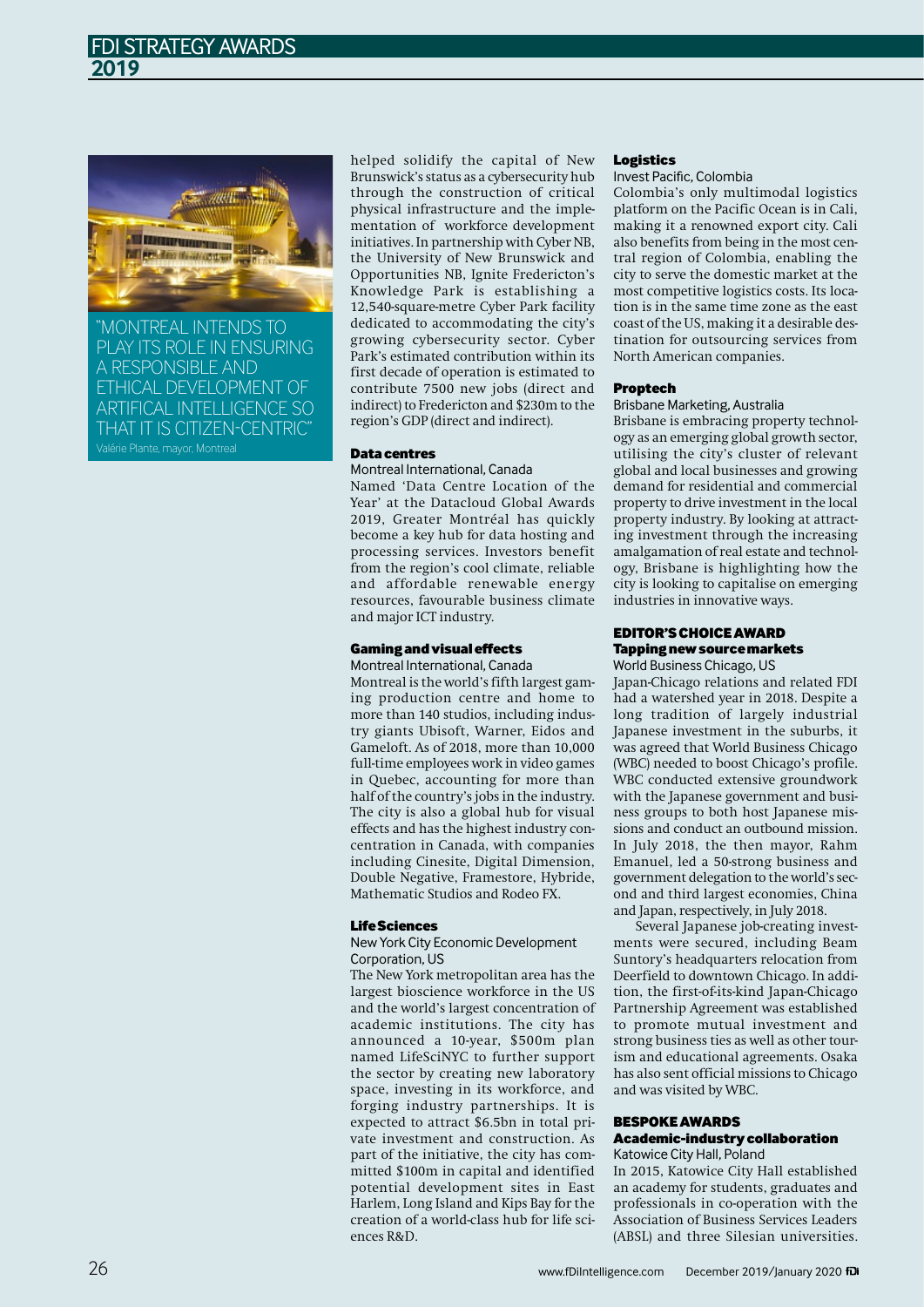"MONTREAL INTENDS TO PLAY ITS ROLE IN ENSURING A RESPONSIBLE AND ETHICAL DEVELOPMENT OF ARTIFICAL INTELLIGENCE SO THAT IT IS CITIZEN-CENTRIC"

Valérie Plante, mayor, Montreal

helped solidify the capital of New Brunswick's status as a cybersecurity hub through the construction of critical physical infrastructure and the implementation of workforce development initiatives. In partnership with Cyber NB, the University of New Brunswick and Opportunities NB, Ignite Fredericton's Knowledge Park is establishing a 12,540-square-metre Cyber Park facility dedicated to accommodating the city's growing cybersecurity sector. Cyber Park's estimated contribution within its first decade of operation is estimated to contribute 7500 new jobs (direct and indirect) to Fredericton and $230m to the region's GDP (direct and indirect).

#### Data centres

Montreal International, Canada

Named 'Data Centre Location of the Year' at the Datacloud Global Awards 2019, Greater Montréal has quickly become a key hub for data hosting and processing services. Investors benefit from the region's cool climate, reliable and affordable renewable energy resources, favourable business climate and major ICT industry.

#### Gaming and visual effects

Montreal International, Canada

Montreal is the world's fifth largest gaming production centre and home to more than 140 studios, including industry giants Ubisoft, Warner, Eidos and Gameloft. As of 2018, more than 10,000 full-time employees work in video games in Quebec, accounting for more than half of the country's jobs in the industry. The city is also a global hub for visual effects and has the highest industry concentration in Canada, with companies including Cinesite, Digital Dimension, Double Negative, Framestore, Hybride, Mathematic Studios and Rodeo FX.

#### Life Sciences

New York City Economic Development Corporation, US

The New York metropolitan area has the largest bioscience workforce in the US and the world's largest concentration of academic institutions. The city has announced a 10-year, $500m plan named LifeSciNYC to further support the sector by creating new laboratory space, investing in its workforce, and forging industry partnerships. It is expected to attract $6.5bn in total private investment and construction. As part of the initiative, the city has committed $100m in capital and identified potential development sites in East Harlem, Long Island and Kips Bay for the creation of a world-class hub for life sciences R&D.

#### Logistics

Invest Pacific, Colombia

Colombia's only multimodal logistics platform on the Pacific Ocean is in Cali, making it a renowned export city. Cali also benefits from being in the most central region of Colombia, enabling the city to serve the domestic market at the most competitive logistics costs. Its location is in the same time zone as the east coast of the US, making it a desirable destination for outsourcing services from North American companies.

#### Proptech

Brisbane Marketing, Australia

Brisbane is embracing property technology as an emerging global growth sector, utilising the city's cluster of relevant global and local businesses and growing demand for residential and commercial property to drive investment in the local property industry. By looking at attracting investment through the increasing amalgamation of real estate and technology, Brisbane is highlighting how the city is looking to capitalise on emerging industries in innovative ways.

### EDITOR'S CHOICE AWARD

#### Tapping new source markets

World Business Chicago, US

Japan-Chicago relations and related FDI had a watershed year in 2018. Despite a long tradition of largely industrial Japanese investment in the suburbs, it was agreed that World Business Chicago (WBC) needed to boost Chicago's profile. WBC conducted extensive groundwork with the Japanese government and business groups to both host Japanese missions and conduct an outbound mission. In July 2018, the then mayor, Rahm Emanuel, led a 50-strong business and government delegation to the world's second and third largest economies, China and Japan, respectively, in July 2018.

Several Japanese job-creating investments were secured, including Beam Suntory's headquarters relocation from Deerfield to downtown Chicago. In addition, the first-of-its-kind Japan-Chicago Partnership Agreement was established to promote mutual investment and strong business ties as well as other tourism and educational agreements. Osaka has also sent official missions to Chicago and was visited by WBC.

### BESPOKE AWARDS

#### Academic-industry collaboration

Katowice City Hall, Poland

In 2015, Katowice City Hall established an academy for students, graduates and professionals in co-operation with the Association of Business Services Leaders (ABSL) and three Silesian universities.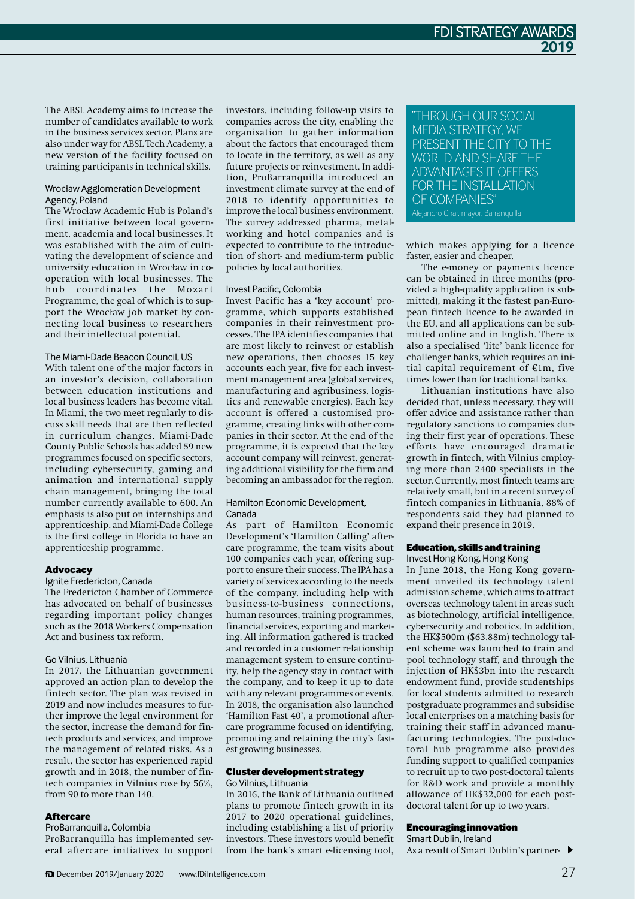The ABSL Academy aims to increase the number of candidates available to work in the business services sector. Plans are also under way for ABSL Tech Academy, a new version of the facility focused on training participants in technical skills.

#### Wrocław Agglomeration Development Agency, Poland

The Wrocław Academic Hub is Poland's first initiative between local government, academia and local businesses. It was established with the aim of cultivating the development of science and university education in Wrocław in co-operation with local businesses. The hub coordinates the Mozart Programme, the goal of which is to support the Wrocław job market by connecting local business to researchers and their intellectual potential.

#### The Miami-Dade Beacon Council, US

With talent one of the major factors in an investor's decision, collaboration between education institutions and local business leaders has become vital. In Miami, the two meet regularly to discuss skill needs that are then reflected in curriculum changes. Miami-Dade County Public Schools has added 59 new programmes focused on specific sectors, including cybersecurity, gaming and animation and international supply chain management, bringing the total number currently available to 600. An emphasis is also put on internships and apprenticeship, and Miami-Dade College is the first college in Florida to have an apprenticeship programme.

### Advocacy

#### Ignite Fredericton, Canada

The Fredericton Chamber of Commerce has advocated on behalf of businesses regarding important policy changes such as the 2018 Workers Compensation Act and business tax reform.

#### Go Vilnius, Lithuania

In 2017, the Lithuanian government approved an action plan to develop the fintech sector. The plan was revised in 2019 and now includes measures to further improve the legal environment for the sector, increase the demand for fintech products and services, and improve the management of related risks. As a result, the sector has experienced rapid growth and in 2018, the number of fintech companies in Vilnius rose by 56%, from 90 to more than 140.

### Aftercare

#### ProBarranquilla, Colombia

ProBarranquilla has implemented several aftercare initiatives to support investors, including follow-up visits to companies across the city, enabling the organisation to gather information about the factors that encouraged them to locate in the territory, as well as any future projects or reinvestment. In addition, ProBarranquilla introduced an investment climate survey at the end of 2018 to identify opportunities to improve the local business environment. The survey addressed pharma, metalworking and hotel companies and is expected to contribute to the introduction of short- and medium-term public policies by local authorities.

#### Invest Pacific, Colombia

Invest Pacific has a 'key account' programme, which supports established companies in their reinvestment processes. The IPA identifies companies that are most likely to reinvest or establish new operations, then chooses 15 key accounts each year, five for each investment management area (global services, manufacturing and agribusiness, logistics and renewable energies). Each key account is offered a customised programme, creating links with other companies in their sector. At the end of the programme, it is expected that the key account company will reinvest, generating additional visibility for the firm and becoming an ambassador for the region.

#### Hamilton Economic Development, Canada

As part of Hamilton Economic Development's 'Hamilton Calling' aftercare programme, the team visits about 100 companies each year, offering support to ensure their success. The IPA has a variety of services according to the needs of the company, including help with business-to-business connections, human resources, training programmes, financial services, exporting and marketing. All information gathered is tracked and recorded in a customer relationship management system to ensure continuity, help the agency stay in contact with the company, and to keep it up to date with any relevant programmes or events. In 2018, the organisation also launched 'Hamilton Fast 40', a promotional aftercare programme focused on identifying, promoting and retaining the city's fastest growing businesses.

### Cluster development strategy

#### Go Vilnius, Lithuania

In 2016, the Bank of Lithuania outlined plans to promote fintech growth in its 2017 to 2020 operational guidelines, including establishing a list of priority investors. These investors would benefit from the bank's smart e-licensing tool, which makes applying for a licence faster, easier and cheaper.

> "THROUGH OUR SOCIAL MEDIA STRATEGY, WE PRESENT THE CITY TO THE WORLD AND SHARE THE ADVANTAGES IT OFFERS FOR THE INSTALLATION OF COMPANIES"
>
> Alejandro Char, mayor, Barranquilla

The e-money or payments licence can be obtained in three months (provided a high-quality application is submitted), making it the fastest pan-European fintech licence to be awarded in the EU, and all applications can be submitted online and in English. There is also a specialised 'lite' bank licence for challenger banks, which requires an initial capital requirement of €1m, five times lower than for traditional banks.

Lithuanian institutions have also decided that, unless necessary, they will offer advice and assistance rather than regulatory sanctions to companies during their first year of operations. These efforts have encouraged dramatic growth in fintech, with Vilnius employing more than 2400 specialists in the sector. Currently, most fintech teams are relatively small, but in a recent survey of fintech companies in Lithuania, 88% of respondents said they had planned to expand their presence in 2019.

### Education, skills and training

#### Invest Hong Kong, Hong Kong

In June 2018, the Hong Kong government unveiled its technology talent admission scheme, which aims to attract overseas technology talent in areas such as biotechnology, artificial intelligence, cybersecurity and robotics. In addition, the HK$500m ($63.88m) technology talent scheme was launched to train and pool technology staff, and through the injection of HK$3bn into the research endowment fund, provide studentships for local students admitted to research postgraduate programmes and subsidise local enterprises on a matching basis for training their staff in advanced manufacturing technologies. The post-doctoral hub programme also provides funding support to qualified companies to recruit up to two post-doctoral talents for R&D work and provide a monthly allowance of HK$32,000 for each post-doctoral talent for up to two years.

### Encouraging innovation

#### Smart Dublin, Ireland

As a result of Smart Dublin's partner-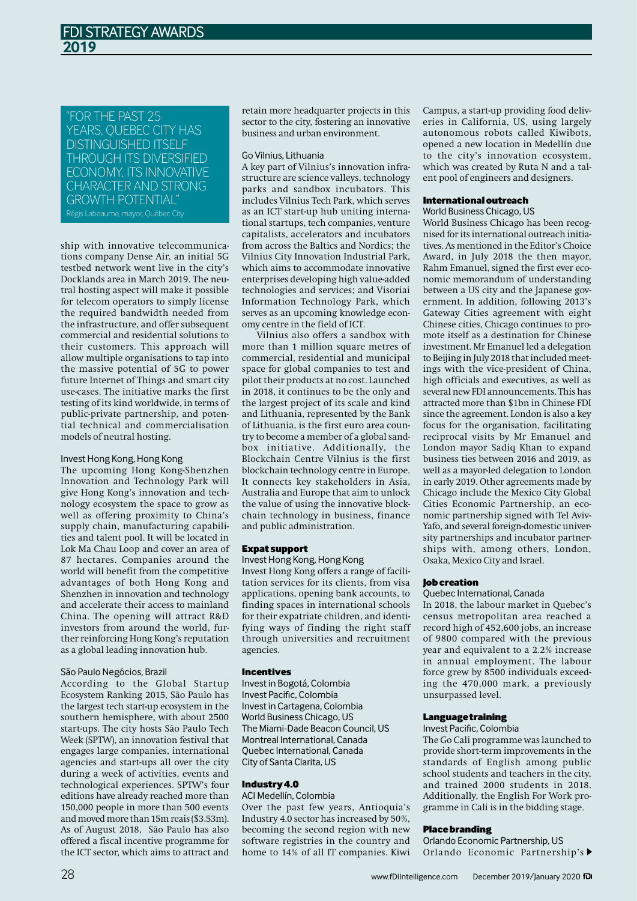> "FOR THE PAST 25 YEARS, QUEBEC CITY HAS DISTINGUISHED ITSELF THROUGH ITS DIVERSIFIED ECONOMY, ITS INNOVATIVE CHARACTER AND STRONG GROWTH POTENTIAL"
>
> Régis Labeaume, mayor, Québec City

ship with innovative telecommunications company Dense Air, an initial 5G testbed network went live in the city's Docklands area in March 2019. The neutral hosting aspect will make it possible for telecom operators to simply license the required bandwidth needed from the infrastructure, and offer subsequent commercial and residential solutions to their customers. This approach will allow multiple organisations to tap into the massive potential of 5G to power future Internet of Things and smart city use-cases. The initiative marks the first testing of its kind worldwide, in terms of public-private partnership, and potential technical and commercialisation models of neutral hosting.

Invest Hong Kong, Hong Kong

The upcoming Hong Kong-Shenzhen Innovation and Technology Park will give Hong Kong's innovation and technology ecosystem the space to grow as well as offering proximity to China's supply chain, manufacturing capabilities and talent pool. It will be located in Lok Ma Chau Loop and cover an area of 87 hectares. Companies around the world will benefit from the competitive advantages of both Hong Kong and Shenzhen in innovation and technology and accelerate their access to mainland China. The opening will attract R&D investors from around the world, further reinforcing Hong Kong's reputation as a global leading innovation hub.

São Paulo Negócios, Brazil

According to the Global Startup Ecosystem Ranking 2015, São Paulo has the largest tech start-up ecosystem in the southern hemisphere, with about 2500 start-ups. The city hosts São Paulo Tech Week (SPTW), an innovation festival that engages large companies, international agencies and start-ups all over the city during a week of activities, events and technological experiences. SPTW's four editions have already reached more than 150,000 people in more than 500 events and moved more than 15m reais ($3.53m). As of August 2018, São Paulo has also offered a fiscal incentive programme for the ICT sector, which aims to attract and retain more headquarter projects in this sector to the city, fostering an innovative business and urban environment.

Go Vilnius, Lithuania

A key part of Vilnius's innovation infrastructure are science valleys, technology parks and sandbox incubators. This includes Vilnius Tech Park, which serves as an ICT start-up hub uniting international startups, tech companies, venture capitalists, accelerators and incubators from across the Baltics and Nordics; the Vilnius City Innovation Industrial Park, which aims to accommodate innovative enterprises developing high value-added technologies and services; and Visoriai Information Technology Park, which serves as an upcoming knowledge economy centre in the field of ICT.

Vilnius also offers a sandbox with more than 1 million square metres of commercial, residential and municipal space for global companies to test and pilot their products at no cost. Launched in 2018, it continues to be the only and the largest project of its scale and kind and Lithuania, represented by the Bank of Lithuania, is the first euro area country to become a member of a global sandbox initiative. Additionally, the Blockchain Centre Vilnius is the first blockchain technology centre in Europe. It connects key stakeholders in Asia, Australia and Europe that aim to unlock the value of using the innovative blockchain technology in business, finance and public administration.

### Expat support

Invest Hong Kong, Hong Kong

Invest Hong Kong offers a range of facilitation services for its clients, from visa applications, opening bank accounts, to finding spaces in international schools for their expatriate children, and identifying ways of finding the right staff through universities and recruitment agencies.

### Incentives

Invest in Bogotá, Colombia
Invest Pacific, Colombia
Invest in Cartagena, Colombia
World Business Chicago, US
The Miami-Dade Beacon Council, US
Montreal International, Canada
Quebec International, Canada
City of Santa Clarita, US

### Industry 4.0

ACI Medellín, Colombia

Over the past few years, Antioquia's Industry 4.0 sector has increased by 50%, becoming the second region with new software registries in the country and home to 14% of all IT companies. Kiwi Campus, a start-up providing food deliveries in California, US, using largely autonomous robots called Kiwibots, opened a new location in Medellín due to the city's innovation ecosystem, which was created by Ruta N and a talent pool of engineers and designers.

### International outreach

World Business Chicago, US

World Business Chicago has been recognised for its international outreach initiatives. As mentioned in the Editor's Choice Award, in July 2018 the then mayor, Rahm Emanuel, signed the first ever economic memorandum of understanding between a US city and the Japanese government. In addition, following 2013's Gateway Cities agreement with eight Chinese cities, Chicago continues to promote itself as a destination for Chinese investment. Mr Emanuel led a delegation to Beijing in July 2018 that included meetings with the vice-president of China, high officials and executives, as well as several new FDI announcements. This has attracted more than $1bn in Chinese FDI since the agreement. London is also a key focus for the organisation, facilitating reciprocal visits by Mr Emanuel and London mayor Sadiq Khan to expand business ties between 2016 and 2019, as well as a mayor-led delegation to London in early 2019. Other agreements made by Chicago include the Mexico City Global Cities Economic Partnership, an economic partnership signed with Tel Aviv-Yafo, and several foreign-domestic university partnerships and incubator partnerships with, among others, London, Osaka, Mexico City and Israel.

### Job creation

Quebec International, Canada

In 2018, the labour market in Quebec's census metropolitan area reached a record high of 452,600 jobs, an increase of 9800 compared with the previous year and equivalent to a 2.2% increase in annual employment. The labour force grew by 8500 individuals exceeding the 470,000 mark, a previously unsurpassed level.

### Language training

Invest Pacific, Colombia

The Go Cali programme was launched to provide short-term improvements in the standards of English among public school students and teachers in the city, and trained 2000 students in 2018. Additionally, the English For Work programme in Cali is in the bidding stage.

### Place branding

Orlando Economic Partnership, US

Orlando Economic Partnership's ▶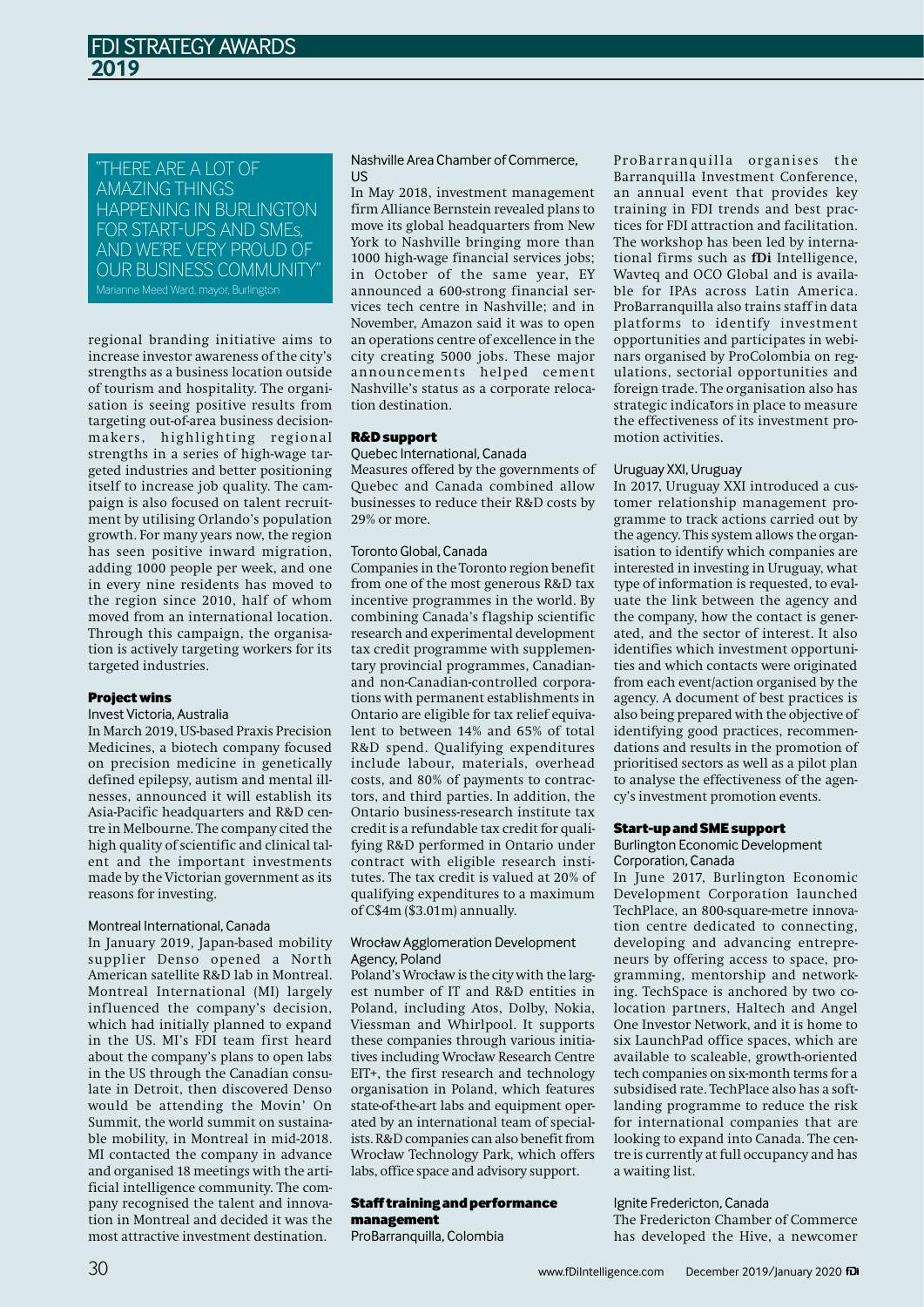> "THERE ARE A LOT OF AMAZING THINGS HAPPENING IN BURLINGTON FOR START-UPS AND SMEs, AND WE'RE VERY PROUD OF OUR BUSINESS COMMUNITY"
> Marianne Meed Ward, mayor, Burlington

regional branding initiative aims to increase investor awareness of the city's strengths as a business location outside of tourism and hospitality. The organisation is seeing positive results from targeting out-of-area business decision-makers, highlighting regional strengths in a series of high-wage targeted industries and better positioning itself to increase job quality. The campaign is also focused on talent recruitment by utilising Orlando's population growth. For many years now, the region has seen positive inward migration, adding 1000 people per week, and one in every nine residents has moved to the region since 2010, half of whom moved from an international location. Through this campaign, the organisation is actively targeting workers for its targeted industries.

## Project wins

### Invest Victoria, Australia

In March 2019, US-based Praxis Precision Medicines, a biotech company focused on precision medicine in genetically defined epilepsy, autism and mental illnesses, announced it will establish its Asia-Pacific headquarters and R&D centre in Melbourne. The company cited the high quality of scientific and clinical talent and the important investments made by the Victorian government as its reasons for investing.

### Montreal International, Canada

In January 2019, Japan-based mobility supplier Denso opened a North American satellite R&D lab in Montreal. Montreal International (MI) largely influenced the company's decision, which had initially planned to expand in the US. MI's FDI team first heard about the company's plans to open labs in the US through the Canadian consulate in Detroit, then discovered Denso would be attending the Movin' On Summit, the world summit on sustainable mobility, in Montreal in mid-2018. MI contacted the company in advance and organised 18 meetings with the artificial intelligence community. The company recognised the talent and innovation in Montreal and decided it was the most attractive investment destination.

### Nashville Area Chamber of Commerce, US

In May 2018, investment management firm Alliance Bernstein revealed plans to move its global headquarters from New York to Nashville bringing more than 1000 high-wage financial services jobs; in October of the same year, EY announced a 600-strong financial services tech centre in Nashville; and in November, Amazon said it was to open an operations centre of excellence in the city creating 5000 jobs. These major announcements helped cement Nashville's status as a corporate relocation destination.

## R&D support

### Quebec International, Canada

Measures offered by the governments of Quebec and Canada combined allow businesses to reduce their R&D costs by 29% or more.

### Toronto Global, Canada

Companies in the Toronto region benefit from one of the most generous R&D tax incentive programmes in the world. By combining Canada's flagship scientific research and experimental development tax credit programme with supplementary provincial programmes, Canadian- and non-Canadian-controlled corporations with permanent establishments in Ontario are eligible for tax relief equivalent to between 14% and 65% of total R&D spend. Qualifying expenditures include labour, materials, overhead costs, and 80% of payments to contractors, and third parties. In addition, the Ontario business-research institute tax credit is a refundable tax credit for qualifying R&D performed in Ontario under contract with eligible research institutes. The tax credit is valued at 20% of qualifying expenditures to a maximum of C$4m ($3.01m) annually.

### Wrocław Agglomeration Development Agency, Poland

Poland's Wrocław is the city with the largest number of IT and R&D entities in Poland, including Atos, Dolby, Nokia, Viessman and Whirlpool. It supports these companies through various initiatives including Wrocław Research Centre EIT+, the first research and technology organisation in Poland, which features state-of-the-art labs and equipment operated by an international team of specialists. R&D companies can also benefit from Wrocław Technology Park, which offers labs, office space and advisory support.

## Staff training and performance management

### ProBarranquilla, Colombia

ProBarranquilla organises the Barranquilla Investment Conference, an annual event that provides key training in FDI trends and best practices for FDI attraction and facilitation. The workshop has been led by international firms such as **fDi** Intelligence, Wavteq and OCO Global and is available for IPAs across Latin America. ProBarranquilla also trains staff in data platforms to identify investment opportunities and participates in webinars organised by ProColombia on regulations, sectorial opportunities and foreign trade. The organisation also has strategic indicators in place to measure the effectiveness of its investment promotion activities.

### Uruguay XXI, Uruguay

In 2017, Uruguay XXI introduced a customer relationship management programme to track actions carried out by the agency. This system allows the organisation to identify which companies are interested in investing in Uruguay, what type of information is requested, to evaluate the link between the agency and the company, how the contact is generated, and the sector of interest. It also identifies which investment opportunities and which contacts were originated from each event/action organised by the agency. A document of best practices is also being prepared with the objective of identifying good practices, recommendations and results in the promotion of prioritised sectors as well as a pilot plan to analyse the effectiveness of the agency's investment promotion events.

## Start-up and SME support

### Burlington Economic Development Corporation, Canada

In June 2017, Burlington Economic Development Corporation launched TechPlace, an 800-square-metre innovation centre dedicated to connecting, developing and advancing entrepreneurs by offering access to space, programming, mentorship and networking. TechSpace is anchored by two co-location partners, Haltech and Angel One Investor Network, and it is home to six LaunchPad office spaces, which are available to scaleable, growth-oriented tech companies on six-month terms for a subsidised rate. TechPlace also has a soft-landing programme to reduce the risk for international companies that are looking to expand into Canada. The centre is currently at full occupancy and has a waiting list.

### Ignite Fredericton, Canada

The Fredericton Chamber of Commerce has developed the Hive, a newcomer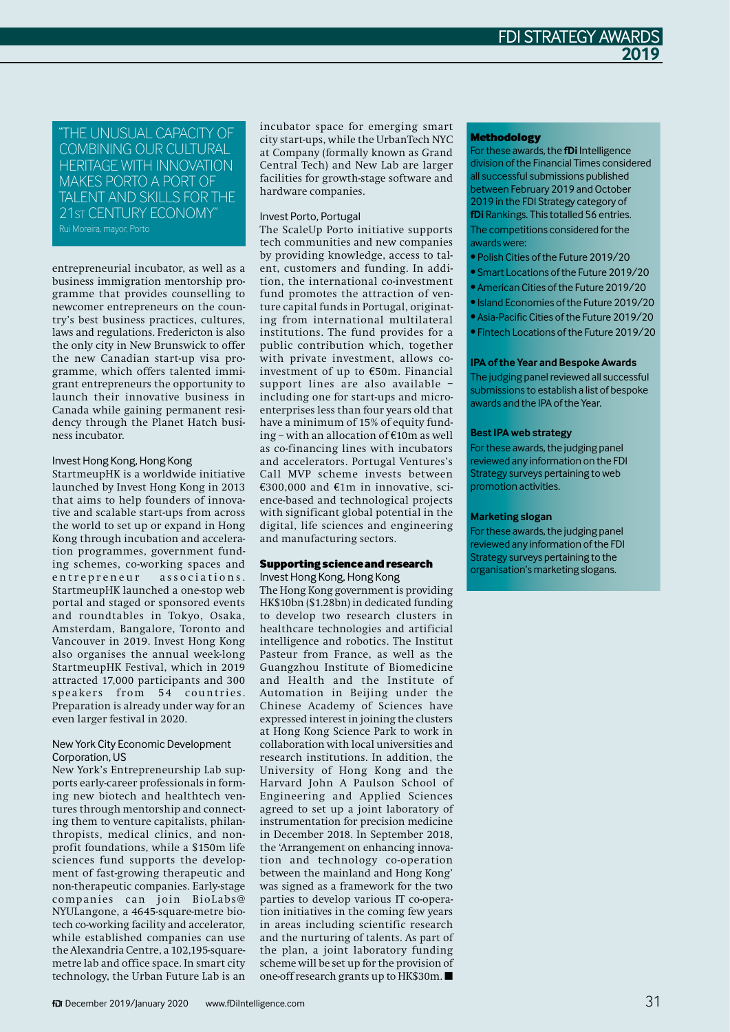> "THE UNUSUAL CAPACITY OF COMBINING OUR CULTURAL HERITAGE WITH INNOVATION MAKES PORTO A PORT OF TALENT AND SKILLS FOR THE 21ST CENTURY ECONOMY"
> Rui Moreira, mayor, Porto

entrepreneurial incubator, as well as a business immigration mentorship programme that provides counselling to newcomer entrepreneurs on the country's best business practices, cultures, laws and regulations. Fredericton is also the only city in New Brunswick to offer the new Canadian start-up visa programme, which offers talented immigrant entrepreneurs the opportunity to launch their innovative business in Canada while gaining permanent residency through the Planet Hatch business incubator.

Invest Hong Kong, Hong Kong

StartmeupHK is a worldwide initiative launched by Invest Hong Kong in 2013 that aims to help founders of innovative and scalable start-ups from across the world to set up or expand in Hong Kong through incubation and acceleration programmes, government funding schemes, co-working spaces and entrepreneur associations. StartmeupHK launched a one-stop web portal and staged or sponsored events and roundtables in Tokyo, Osaka, Amsterdam, Bangalore, Toronto and Vancouver in 2019. Invest Hong Kong also organises the annual week-long StartmeupHK Festival, which in 2019 attracted 17,000 participants and 300 speakers from 54 countries. Preparation is already under way for an even larger festival in 2020.

New York City Economic Development Corporation, US

New York's Entrepreneurship Lab supports early-career professionals in forming new biotech and healthtech ventures through mentorship and connecting them to venture capitalists, philanthropists, medical clinics, and non-profit foundations, while a $150m life sciences fund supports the development of fast-growing therapeutic and non-therapeutic companies. Early-stage companies can join BioLabs@NYULangone, a 4645-square-metre biotech co-working facility and accelerator, while established companies can use the Alexandria Centre, a 102,195-square-metre lab and office space. In smart city technology, the Urban Future Lab is an incubator space for emerging smart city start-ups, while the UrbanTech NYC at Company (formally known as Grand Central Tech) and New Lab are larger facilities for growth-stage software and hardware companies.

Invest Porto, Portugal

The ScaleUp Porto initiative supports tech communities and new companies by providing knowledge, access to talent, customers and funding. In addition, the international co-investment fund promotes the attraction of venture capital funds in Portugal, originating from international multilateral institutions. The fund provides for a public contribution which, together with private investment, allows co-investment of up to €50m. Financial support lines are also available – including one for start-ups and micro-enterprises less than four years old that have a minimum of 15% of equity funding – with an allocation of €10m as well as co-financing lines with incubators and accelerators. Portugal Ventures's Call MVP scheme invests between €300,000 and €1m in innovative, science-based and technological projects with significant global potential in the digital, life sciences and engineering and manufacturing sectors.

## Supporting science and research

Invest Hong Kong, Hong Kong

The Hong Kong government is providing HK$10bn ($1.28bn) in dedicated funding to develop two research clusters in healthcare technologies and artificial intelligence and robotics. The Institut Pasteur from France, as well as the Guangzhou Institute of Biomedicine and Health and the Institute of Automation in Beijing under the Chinese Academy of Sciences have expressed interest in joining the clusters at Hong Kong Science Park to work in collaboration with local universities and research institutions. In addition, the University of Hong Kong and the Harvard John A Paulson School of Engineering and Applied Sciences agreed to set up a joint laboratory of instrumentation for precision medicine in December 2018. In September 2018, the 'Arrangement on enhancing innovation and technology co-operation between the mainland and Hong Kong' was signed as a framework for the two parties to develop various IT co-operation initiatives in the coming few years in areas including scientific research and the nurturing of talents. As part of the plan, a joint laboratory funding scheme will be set up for the provision of one-off research grants up to HK$30m. ■

### Methodology

For these awards, the **fDi** Intelligence division of the Financial Times considered all successful submissions published between February 2019 and October 2019 in the FDI Strategy category of **fDi** Rankings. This totalled 56 entries.

The competitions considered for the awards were:

- Polish Cities of the Future 2019/20
- Smart Locations of the Future 2019/20
- American Cities of the Future 2019/20
- Island Economies of the Future 2019/20
- Asia-Pacific Cities of the Future 2019/20
- Fintech Locations of the Future 2019/20

**IPA of the Year and Bespoke Awards**

The judging panel reviewed all successful submissions to establish a list of bespoke awards and the IPA of the Year.

**Best IPA web strategy**

For these awards, the judging panel reviewed any information on the FDI Strategy surveys pertaining to web promotion activities.

**Marketing slogan**

For these awards, the judging panel reviewed any information of the FDI Strategy surveys pertaining to the organisation's marketing slogans.